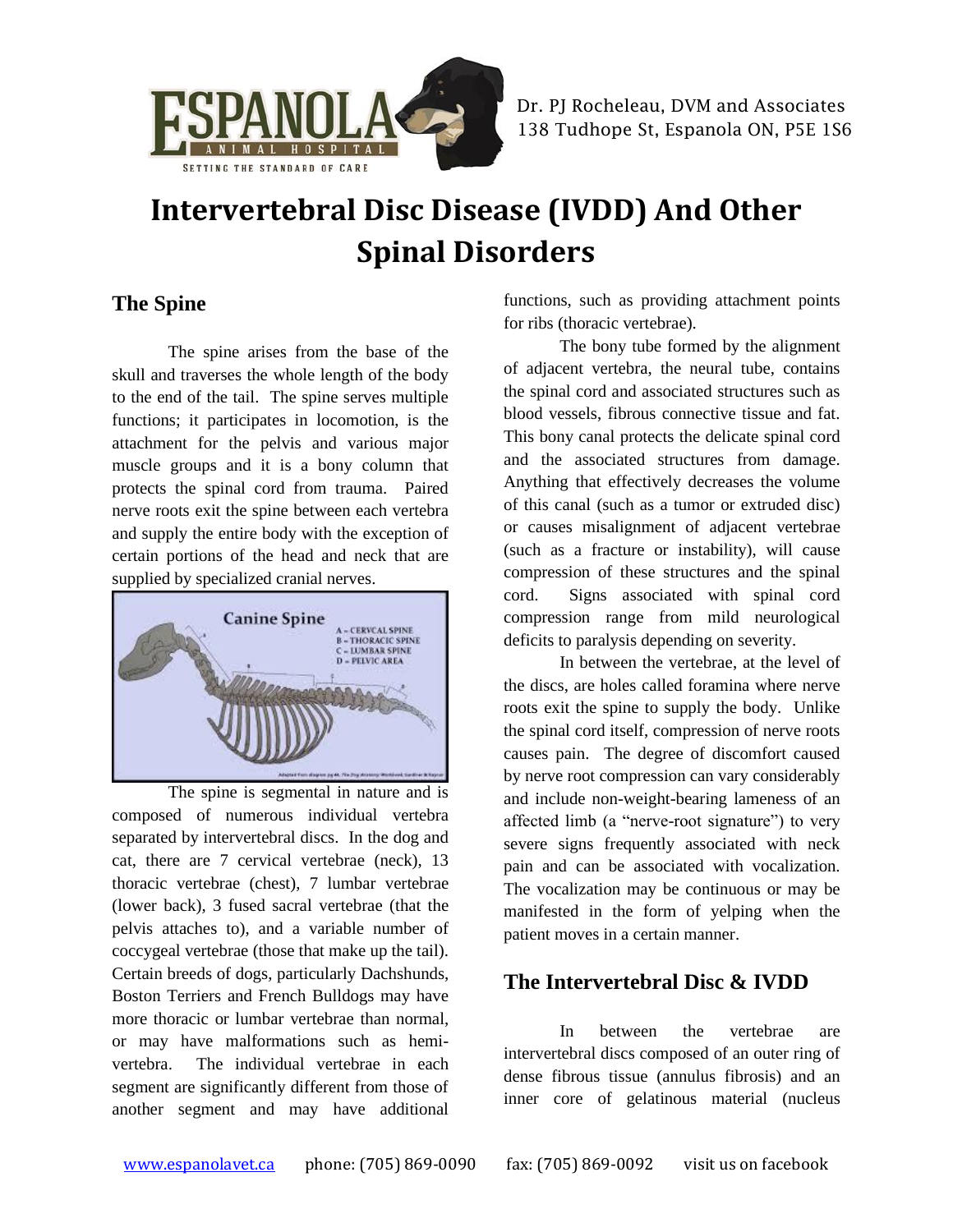Dr. PJ Rocheleau, DVM and Associates
138 Tudhope St, Espanola ON, P5E 1S6

# Intervertebral Disc Disease (IVDD) And Other Spinal Disorders

## The Spine

The spine arises from the base of the skull and traverses the whole length of the body to the end of the tail. The spine serves multiple functions; it participates in locomotion, is the attachment for the pelvis and various major muscle groups and it is a bony column that protects the spinal cord from trauma. Paired nerve roots exit the spine between each vertebra and supply the entire body with the exception of certain portions of the head and neck that are supplied by specialized cranial nerves.

The spine is segmental in nature and is composed of numerous individual vertebra separated by intervertebral discs. In the dog and cat, there are 7 cervical vertebrae (neck), 13 thoracic vertebrae (chest), 7 lumbar vertebrae (lower back), 3 fused sacral vertebrae (that the pelvis attaches to), and a variable number of coccygeal vertebrae (those that make up the tail). Certain breeds of dogs, particularly Dachshunds, Boston Terriers and French Bulldogs may have more thoracic or lumbar vertebrae than normal, or may have malformations such as hemi-vertebra. The individual vertebrae in each segment are significantly different from those of another segment and may have additional functions, such as providing attachment points for ribs (thoracic vertebrae).

The bony tube formed by the alignment of adjacent vertebra, the neural tube, contains the spinal cord and associated structures such as blood vessels, fibrous connective tissue and fat. This bony canal protects the delicate spinal cord and the associated structures from damage. Anything that effectively decreases the volume of this canal (such as a tumor or extruded disc) or causes misalignment of adjacent vertebrae (such as a fracture or instability), will cause compression of these structures and the spinal cord. Signs associated with spinal cord compression range from mild neurological deficits to paralysis depending on severity.

In between the vertebrae, at the level of the discs, are holes called foramina where nerve roots exit the spine to supply the body. Unlike the spinal cord itself, compression of nerve roots causes pain. The degree of discomfort caused by nerve root compression can vary considerably and include non-weight-bearing lameness of an affected limb (a "nerve-root signature") to very severe signs frequently associated with neck pain and can be associated with vocalization. The vocalization may be continuous or may be manifested in the form of yelping when the patient moves in a certain manner.

## The Intervertebral Disc & IVDD

In between the vertebrae are intervertebral discs composed of an outer ring of dense fibrous tissue (annulus fibrosis) and an inner core of gelatinous material (nucleus

www.espanolavet.ca phone: (705) 869-0090 fax: (705) 869-0092 visit us on facebook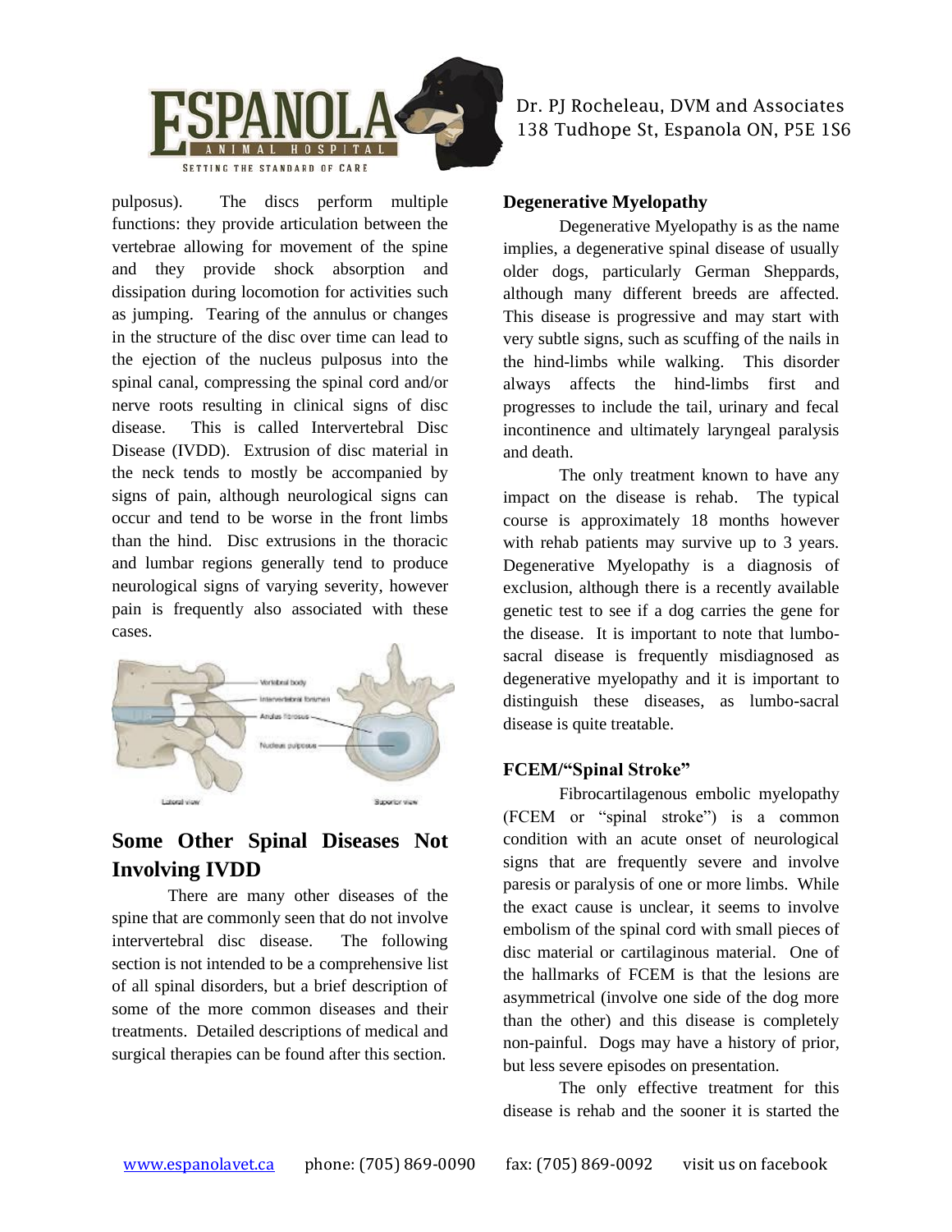pulposus). The discs perform multiple functions: they provide articulation between the vertebrae allowing for movement of the spine and they provide shock absorption and dissipation during locomotion for activities such as jumping. Tearing of the annulus or changes in the structure of the disc over time can lead to the ejection of the nucleus pulposus into the spinal canal, compressing the spinal cord and/or nerve roots resulting in clinical signs of disc disease. This is called Intervertebral Disc Disease (IVDD). Extrusion of disc material in the neck tends to mostly be accompanied by signs of pain, although neurological signs can occur and tend to be worse in the front limbs than the hind. Disc extrusions in the thoracic and lumbar regions generally tend to produce neurological signs of varying severity, however pain is frequently also associated with these cases.

## Some Other Spinal Diseases Not Involving IVDD

There are many other diseases of the spine that are commonly seen that do not involve intervertebral disc disease. The following section is not intended to be a comprehensive list of all spinal disorders, but a brief description of some of the more common diseases and their treatments. Detailed descriptions of medical and surgical therapies can be found after this section.

### Degenerative Myelopathy

Degenerative Myelopathy is as the name implies, a degenerative spinal disease of usually older dogs, particularly German Sheppards, although many different breeds are affected. This disease is progressive and may start with very subtle signs, such as scuffing of the nails in the hind-limbs while walking. This disorder always affects the hind-limbs first and progresses to include the tail, urinary and fecal incontinence and ultimately laryngeal paralysis and death.

The only treatment known to have any impact on the disease is rehab. The typical course is approximately 18 months however with rehab patients may survive up to 3 years. Degenerative Myelopathy is a diagnosis of exclusion, although there is a recently available genetic test to see if a dog carries the gene for the disease. It is important to note that lumbo-sacral disease is frequently misdiagnosed as degenerative myelopathy and it is important to distinguish these diseases, as lumbo-sacral disease is quite treatable.

### FCEM/"Spinal Stroke"

Fibrocartilagenous embolic myelopathy (FCEM or "spinal stroke") is a common condition with an acute onset of neurological signs that are frequently severe and involve paresis or paralysis of one or more limbs. While the exact cause is unclear, it seems to involve embolism of the spinal cord with small pieces of disc material or cartilaginous material. One of the hallmarks of FCEM is that the lesions are asymmetrical (involve one side of the dog more than the other) and this disease is completely non-painful. Dogs may have a history of prior, but less severe episodes on presentation.

The only effective treatment for this disease is rehab and the sooner it is started the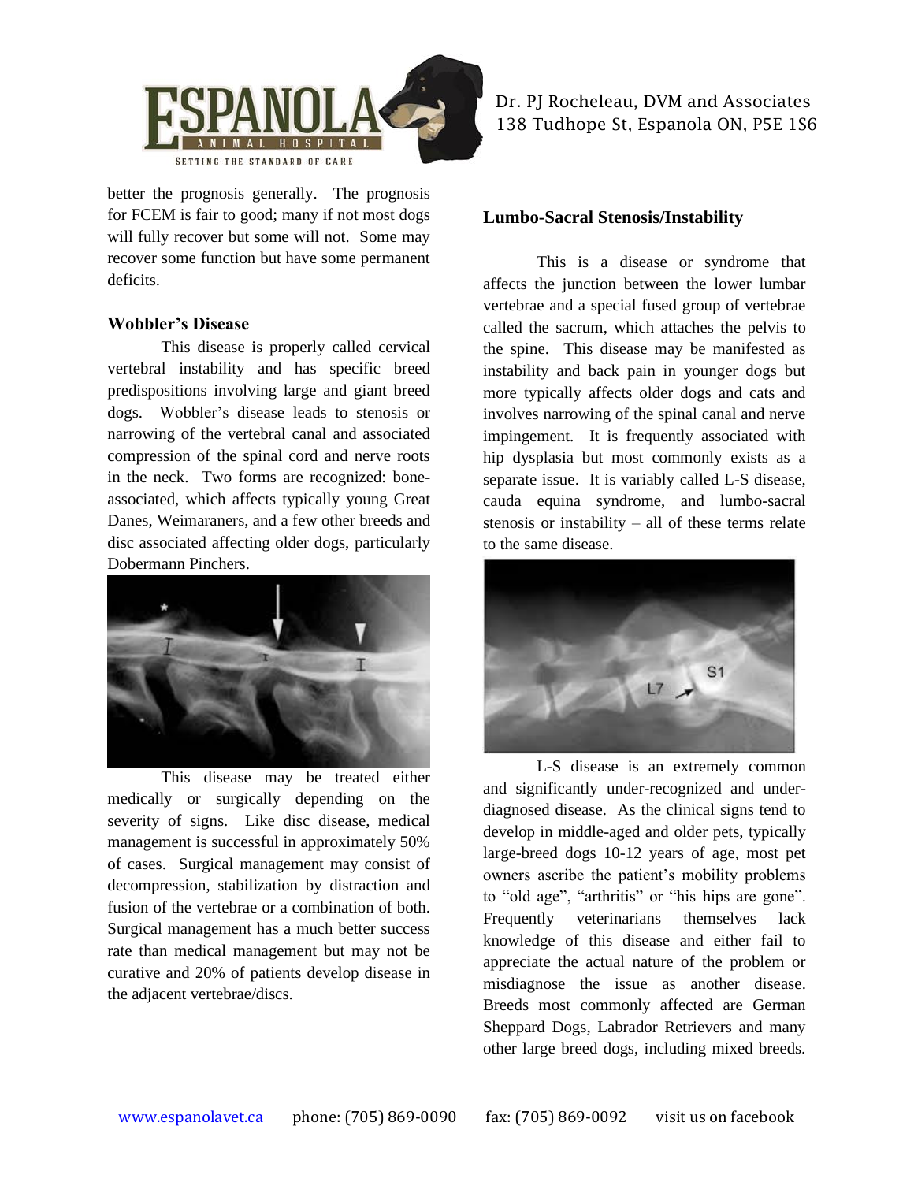better the prognosis generally. The prognosis for FCEM is fair to good; many if not most dogs will fully recover but some will not. Some may recover some function but have some permanent deficits.

### Wobbler's Disease

This disease is properly called cervical vertebral instability and has specific breed predispositions involving large and giant breed dogs. Wobbler's disease leads to stenosis or narrowing of the vertebral canal and associated compression of the spinal cord and nerve roots in the neck. Two forms are recognized: bone-associated, which affects typically young Great Danes, Weimaraners, and a few other breeds and disc associated affecting older dogs, particularly Dobermann Pinchers.

This disease may be treated either medically or surgically depending on the severity of signs. Like disc disease, medical management is successful in approximately 50% of cases. Surgical management may consist of decompression, stabilization by distraction and fusion of the vertebrae or a combination of both. Surgical management has a much better success rate than medical management but may not be curative and 20% of patients develop disease in the adjacent vertebrae/discs.

### Lumbo-Sacral Stenosis/Instability

This is a disease or syndrome that affects the junction between the lower lumbar vertebrae and a special fused group of vertebrae called the sacrum, which attaches the pelvis to the spine. This disease may be manifested as instability and back pain in younger dogs but more typically affects older dogs and cats and involves narrowing of the spinal canal and nerve impingement. It is frequently associated with hip dysplasia but most commonly exists as a separate issue. It is variably called L-S disease, cauda equina syndrome, and lumbo-sacral stenosis or instability – all of these terms relate to the same disease.

L-S disease is an extremely common and significantly under-recognized and under-diagnosed disease. As the clinical signs tend to develop in middle-aged and older pets, typically large-breed dogs 10-12 years of age, most pet owners ascribe the patient's mobility problems to "old age", "arthritis" or "his hips are gone". Frequently veterinarians themselves lack knowledge of this disease and either fail to appreciate the actual nature of the problem or misdiagnose the issue as another disease. Breeds most commonly affected are German Sheppard Dogs, Labrador Retrievers and many other large breed dogs, including mixed breeds.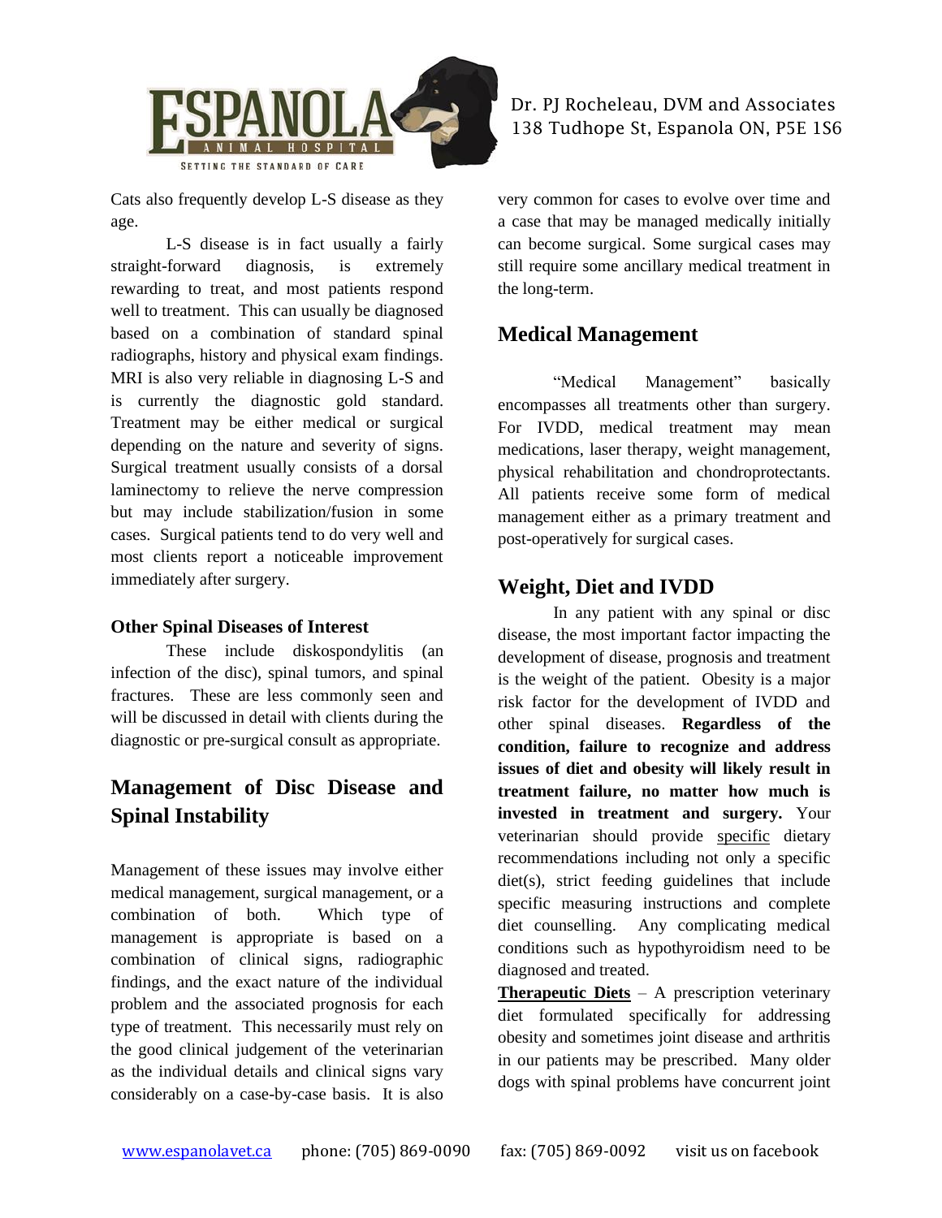Cats also frequently develop L-S disease as they age.

L-S disease is in fact usually a fairly straight-forward diagnosis, is extremely rewarding to treat, and most patients respond well to treatment. This can usually be diagnosed based on a combination of standard spinal radiographs, history and physical exam findings. MRI is also very reliable in diagnosing L-S and is currently the diagnostic gold standard. Treatment may be either medical or surgical depending on the nature and severity of signs. Surgical treatment usually consists of a dorsal laminectomy to relieve the nerve compression but may include stabilization/fusion in some cases. Surgical patients tend to do very well and most clients report a noticeable improvement immediately after surgery.

### Other Spinal Diseases of Interest

These include diskospondylitis (an infection of the disc), spinal tumors, and spinal fractures. These are less commonly seen and will be discussed in detail with clients during the diagnostic or pre-surgical consult as appropriate.

## Management of Disc Disease and Spinal Instability

Management of these issues may involve either medical management, surgical management, or a combination of both. Which type of management is appropriate is based on a combination of clinical signs, radiographic findings, and the exact nature of the individual problem and the associated prognosis for each type of treatment. This necessarily must rely on the good clinical judgement of the veterinarian as the individual details and clinical signs vary considerably on a case-by-case basis. It is also very common for cases to evolve over time and a case that may be managed medically initially can become surgical. Some surgical cases may still require some ancillary medical treatment in the long-term.

## Medical Management

"Medical Management" basically encompasses all treatments other than surgery. For IVDD, medical treatment may mean medications, laser therapy, weight management, physical rehabilitation and chondroprotectants. All patients receive some form of medical management either as a primary treatment and post-operatively for surgical cases.

## Weight, Diet and IVDD

In any patient with any spinal or disc disease, the most important factor impacting the development of disease, prognosis and treatment is the weight of the patient. Obesity is a major risk factor for the development of IVDD and other spinal diseases. **Regardless of the condition, failure to recognize and address issues of diet and obesity will likely result in treatment failure, no matter how much is invested in treatment and surgery.** Your veterinarian should provide specific dietary recommendations including not only a specific diet(s), strict feeding guidelines that include specific measuring instructions and complete diet counselling. Any complicating medical conditions such as hypothyroidism need to be diagnosed and treated.

**Therapeutic Diets** – A prescription veterinary diet formulated specifically for addressing obesity and sometimes joint disease and arthritis in our patients may be prescribed. Many older dogs with spinal problems have concurrent joint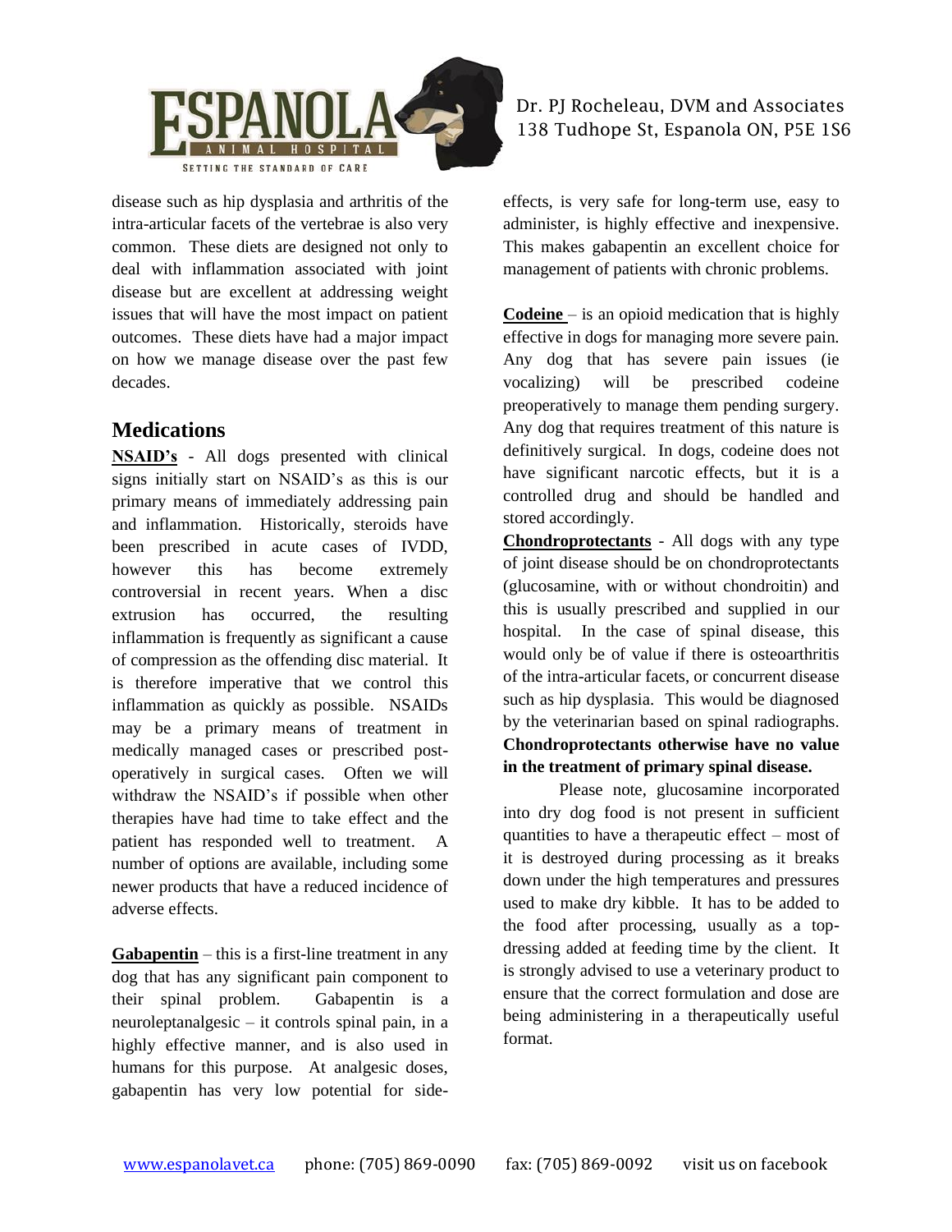disease such as hip dysplasia and arthritis of the intra-articular facets of the vertebrae is also very common. These diets are designed not only to deal with inflammation associated with joint disease but are excellent at addressing weight issues that will have the most impact on patient outcomes. These diets have had a major impact on how we manage disease over the past few decades.

## Medications

**NSAID's** - All dogs presented with clinical signs initially start on NSAID's as this is our primary means of immediately addressing pain and inflammation. Historically, steroids have been prescribed in acute cases of IVDD, however this has become extremely controversial in recent years. When a disc extrusion has occurred, the resulting inflammation is frequently as significant a cause of compression as the offending disc material. It is therefore imperative that we control this inflammation as quickly as possible. NSAIDs may be a primary means of treatment in medically managed cases or prescribed post-operatively in surgical cases. Often we will withdraw the NSAID's if possible when other therapies have had time to take effect and the patient has responded well to treatment. A number of options are available, including some newer products that have a reduced incidence of adverse effects.

**Gabapentin** – this is a first-line treatment in any dog that has any significant pain component to their spinal problem. Gabapentin is a neuroleptanalgesic – it controls spinal pain, in a highly effective manner, and is also used in humans for this purpose. At analgesic doses, gabapentin has very low potential for side-effects, is very safe for long-term use, easy to administer, is highly effective and inexpensive. This makes gabapentin an excellent choice for management of patients with chronic problems.

**Codeine** – is an opioid medication that is highly effective in dogs for managing more severe pain. Any dog that has severe pain issues (ie vocalizing) will be prescribed codeine preoperatively to manage them pending surgery. Any dog that requires treatment of this nature is definitively surgical. In dogs, codeine does not have significant narcotic effects, but it is a controlled drug and should be handled and stored accordingly.

**Chondroprotectants** - All dogs with any type of joint disease should be on chondroprotectants (glucosamine, with or without chondroitin) and this is usually prescribed and supplied in our hospital. In the case of spinal disease, this would only be of value if there is osteoarthritis of the intra-articular facets, or concurrent disease such as hip dysplasia. This would be diagnosed by the veterinarian based on spinal radiographs. **Chondroprotectants otherwise have no value in the treatment of primary spinal disease.**

Please note, glucosamine incorporated into dry dog food is not present in sufficient quantities to have a therapeutic effect – most of it is destroyed during processing as it breaks down under the high temperatures and pressures used to make dry kibble. It has to be added to the food after processing, usually as a top-dressing added at feeding time by the client. It is strongly advised to use a veterinary product to ensure that the correct formulation and dose are being administering in a therapeutically useful format.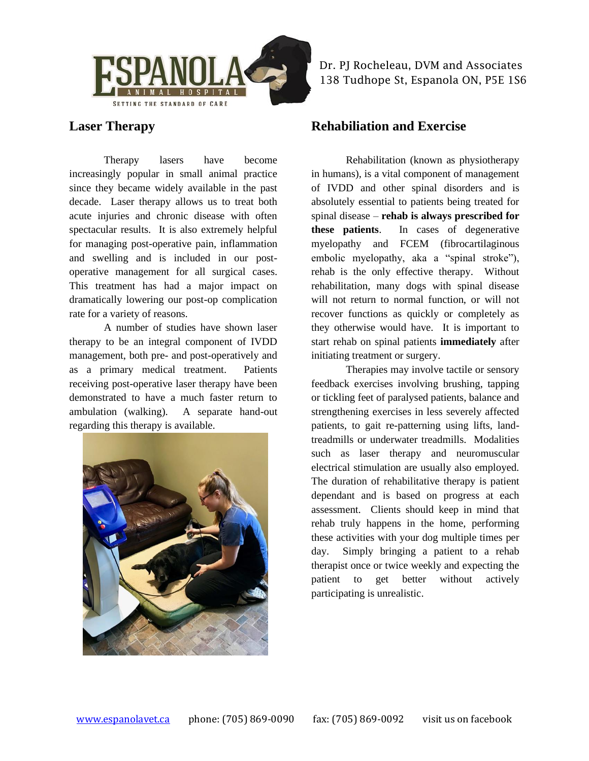## Laser Therapy

Therapy lasers have become increasingly popular in small animal practice since they became widely available in the past decade. Laser therapy allows us to treat both acute injuries and chronic disease with often spectacular results. It is also extremely helpful for managing post-operative pain, inflammation and swelling and is included in our post-operative management for all surgical cases. This treatment has had a major impact on dramatically lowering our post-op complication rate for a variety of reasons.

A number of studies have shown laser therapy to be an integral component of IVDD management, both pre- and post-operatively and as a primary medical treatment. Patients receiving post-operative laser therapy have been demonstrated to have a much faster return to ambulation (walking). A separate hand-out regarding this therapy is available.

## Rehabiliation and Exercise

Rehabilitation (known as physiotherapy in humans), is a vital component of management of IVDD and other spinal disorders and is absolutely essential to patients being treated for spinal disease – **rehab is always prescribed for these patients**. In cases of degenerative myelopathy and FCEM (fibrocartilaginous embolic myelopathy, aka a "spinal stroke"), rehab is the only effective therapy. Without rehabilitation, many dogs with spinal disease will not return to normal function, or will not recover functions as quickly or completely as they otherwise would have. It is important to start rehab on spinal patients **immediately** after initiating treatment or surgery.

Therapies may involve tactile or sensory feedback exercises involving brushing, tapping or tickling feet of paralysed patients, balance and strengthening exercises in less severely affected patients, to gait re-patterning using lifts, land-treadmills or underwater treadmills. Modalities such as laser therapy and neuromuscular electrical stimulation are usually also employed. The duration of rehabilitative therapy is patient dependant and is based on progress at each assessment. Clients should keep in mind that rehab truly happens in the home, performing these activities with your dog multiple times per day. Simply bringing a patient to a rehab therapist once or twice weekly and expecting the patient to get better without actively participating is unrealistic.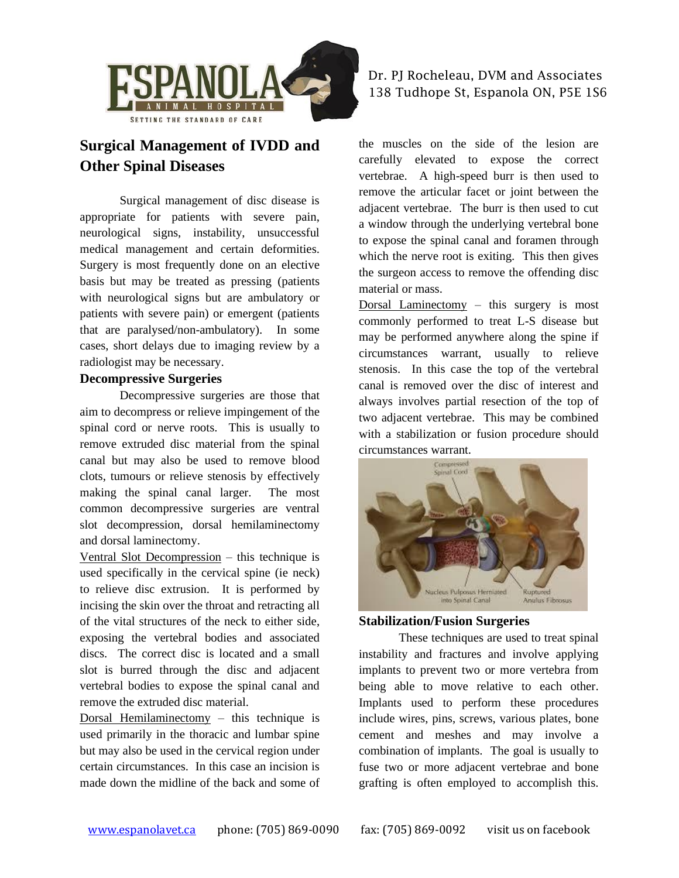## Surgical Management of IVDD and Other Spinal Diseases

Surgical management of disc disease is appropriate for patients with severe pain, neurological signs, instability, unsuccessful medical management and certain deformities. Surgery is most frequently done on an elective basis but may be treated as pressing (patients with neurological signs but are ambulatory or patients with severe pain) or emergent (patients that are paralysed/non-ambulatory). In some cases, short delays due to imaging review by a radiologist may be necessary.

### Decompressive Surgeries

Decompressive surgeries are those that aim to decompress or relieve impingement of the spinal cord or nerve roots. This is usually to remove extruded disc material from the spinal canal but may also be used to remove blood clots, tumours or relieve stenosis by effectively making the spinal canal larger. The most common decompressive surgeries are ventral slot decompression, dorsal hemilaminectomy and dorsal laminectomy.

Ventral Slot Decompression – this technique is used specifically in the cervical spine (ie neck) to relieve disc extrusion. It is performed by incising the skin over the throat and retracting all of the vital structures of the neck to either side, exposing the vertebral bodies and associated discs. The correct disc is located and a small slot is burred through the disc and adjacent vertebral bodies to expose the spinal canal and remove the extruded disc material.

Dorsal Hemilaminectomy – this technique is used primarily in the thoracic and lumbar spine but may also be used in the cervical region under certain circumstances. In this case an incision is made down the midline of the back and some of the muscles on the side of the lesion are carefully elevated to expose the correct vertebrae. A high-speed burr is then used to remove the articular facet or joint between the adjacent vertebrae. The burr is then used to cut a window through the underlying vertebral bone to expose the spinal canal and foramen through which the nerve root is exiting. This then gives the surgeon access to remove the offending disc material or mass.

Dorsal Laminectomy – this surgery is most commonly performed to treat L-S disease but may be performed anywhere along the spine if circumstances warrant, usually to relieve stenosis. In this case the top of the vertebral canal is removed over the disc of interest and always involves partial resection of the top of two adjacent vertebrae. This may be combined with a stabilization or fusion procedure should circumstances warrant.

### Stabilization/Fusion Surgeries

These techniques are used to treat spinal instability and fractures and involve applying implants to prevent two or more vertebra from being able to move relative to each other. Implants used to perform these procedures include wires, pins, screws, various plates, bone cement and meshes and may involve a combination of implants. The goal is usually to fuse two or more adjacent vertebrae and bone grafting is often employed to accomplish this.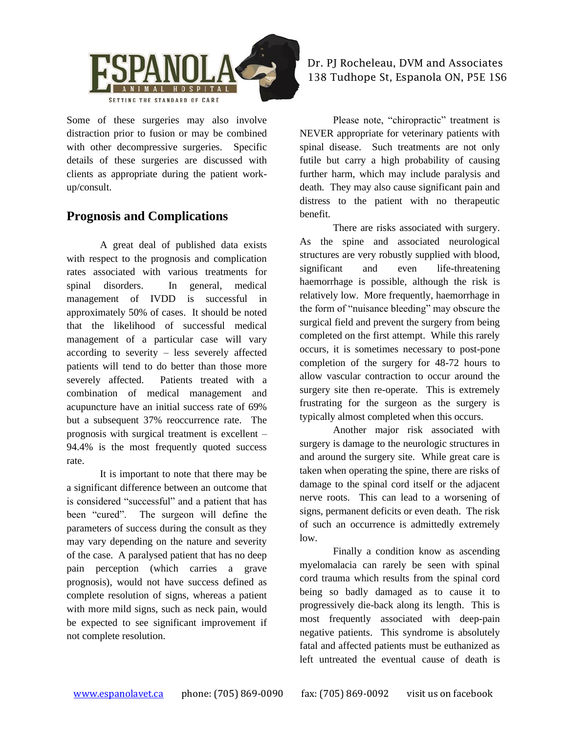Some of these surgeries may also involve distraction prior to fusion or may be combined with other decompressive surgeries. Specific details of these surgeries are discussed with clients as appropriate during the patient work-up/consult.

## Prognosis and Complications

A great deal of published data exists with respect to the prognosis and complication rates associated with various treatments for spinal disorders. In general, medical management of IVDD is successful in approximately 50% of cases. It should be noted that the likelihood of successful medical management of a particular case will vary according to severity – less severely affected patients will tend to do better than those more severely affected. Patients treated with a combination of medical management and acupuncture have an initial success rate of 69% but a subsequent 37% reoccurrence rate. The prognosis with surgical treatment is excellent – 94.4% is the most frequently quoted success rate.

It is important to note that there may be a significant difference between an outcome that is considered "successful" and a patient that has been "cured". The surgeon will define the parameters of success during the consult as they may vary depending on the nature and severity of the case. A paralysed patient that has no deep pain perception (which carries a grave prognosis), would not have success defined as complete resolution of signs, whereas a patient with more mild signs, such as neck pain, would be expected to see significant improvement if not complete resolution.

Please note, "chiropractic" treatment is NEVER appropriate for veterinary patients with spinal disease. Such treatments are not only futile but carry a high probability of causing further harm, which may include paralysis and death. They may also cause significant pain and distress to the patient with no therapeutic benefit.

There are risks associated with surgery. As the spine and associated neurological structures are very robustly supplied with blood, significant and even life-threatening haemorrhage is possible, although the risk is relatively low. More frequently, haemorrhage in the form of "nuisance bleeding" may obscure the surgical field and prevent the surgery from being completed on the first attempt. While this rarely occurs, it is sometimes necessary to post-pone completion of the surgery for 48-72 hours to allow vascular contraction to occur around the surgery site then re-operate. This is extremely frustrating for the surgeon as the surgery is typically almost completed when this occurs.

Another major risk associated with surgery is damage to the neurologic structures in and around the surgery site. While great care is taken when operating the spine, there are risks of damage to the spinal cord itself or the adjacent nerve roots. This can lead to a worsening of signs, permanent deficits or even death. The risk of such an occurrence is admittedly extremely low.

Finally a condition know as ascending myelomalacia can rarely be seen with spinal cord trauma which results from the spinal cord being so badly damaged as to cause it to progressively die-back along its length. This is most frequently associated with deep-pain negative patients. This syndrome is absolutely fatal and affected patients must be euthanized as left untreated the eventual cause of death is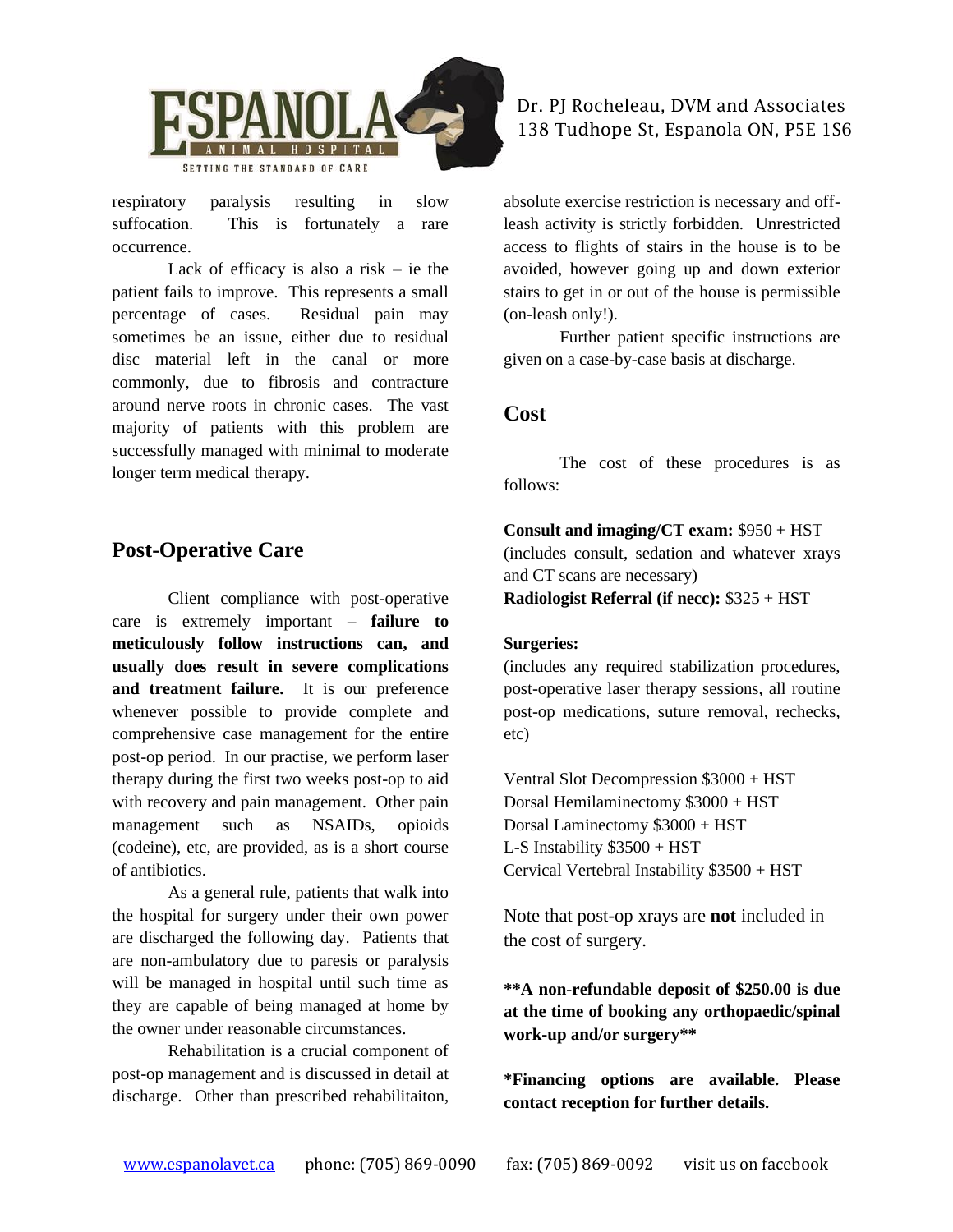respiratory paralysis resulting in slow suffocation. This is fortunately a rare occurrence.

Lack of efficacy is also a risk – ie the patient fails to improve. This represents a small percentage of cases. Residual pain may sometimes be an issue, either due to residual disc material left in the canal or more commonly, due to fibrosis and contracture around nerve roots in chronic cases. The vast majority of patients with this problem are successfully managed with minimal to moderate longer term medical therapy.

## Post-Operative Care

Client compliance with post-operative care is extremely important – **failure to meticulously follow instructions can, and usually does result in severe complications and treatment failure.** It is our preference whenever possible to provide complete and comprehensive case management for the entire post-op period. In our practise, we perform laser therapy during the first two weeks post-op to aid with recovery and pain management. Other pain management such as NSAIDs, opioids (codeine), etc, are provided, as is a short course of antibiotics.

As a general rule, patients that walk into the hospital for surgery under their own power are discharged the following day. Patients that are non-ambulatory due to paresis or paralysis will be managed in hospital until such time as they are capable of being managed at home by the owner under reasonable circumstances.

Rehabilitation is a crucial component of post-op management and is discussed in detail at discharge. Other than prescribed rehabilitaiton, absolute exercise restriction is necessary and off-leash activity is strictly forbidden. Unrestricted access to flights of stairs in the house is to be avoided, however going up and down exterior stairs to get in or out of the house is permissible (on-leash only!).

Further patient specific instructions are given on a case-by-case basis at discharge.

## Cost

The cost of these procedures is as follows:

**Consult and imaging/CT exam:** $950 + HST (includes consult, sedation and whatever xrays and CT scans are necessary)
**Radiologist Referral (if necc):** $325 + HST

**Surgeries:**
(includes any required stabilization procedures, post-operative laser therapy sessions, all routine post-op medications, suture removal, rechecks, etc)

Ventral Slot Decompression $3000 + HST
Dorsal Hemilaminectomy $3000 + HST
Dorsal Laminectomy $3000 + HST
L-S Instability $3500 + HST
Cervical Vertebral Instability $3500 + HST

Note that post-op xrays are **not** included in the cost of surgery.

**\*\*A non-refundable deposit of $250.00 is due at the time of booking any orthopaedic/spinal work-up and/or surgery\*\***

**\*Financing options are available. Please contact reception for further details.**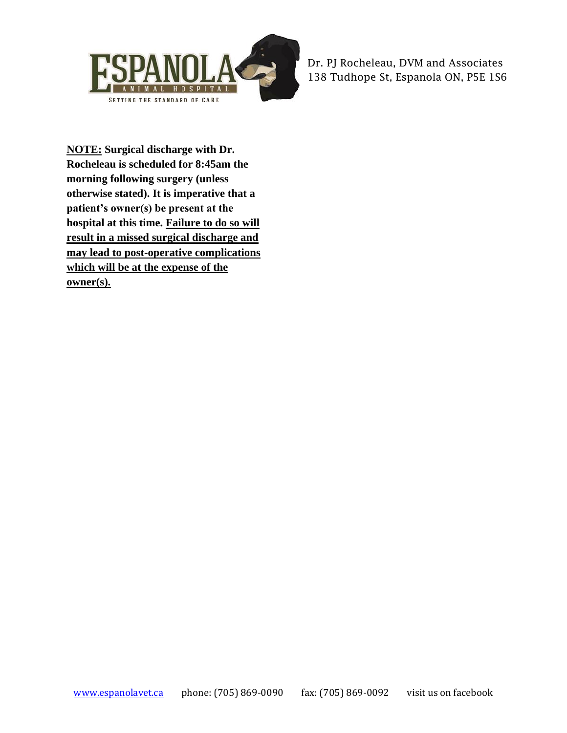**NOTE:** **Surgical discharge with Dr. Rocheleau is scheduled for 8:45am the morning following surgery (unless otherwise stated). It is imperative that a patient's owner(s) be present at the hospital at this time. Failure to do so will result in a missed surgical discharge and may lead to post-operative complications which will be at the expense of the owner(s).**